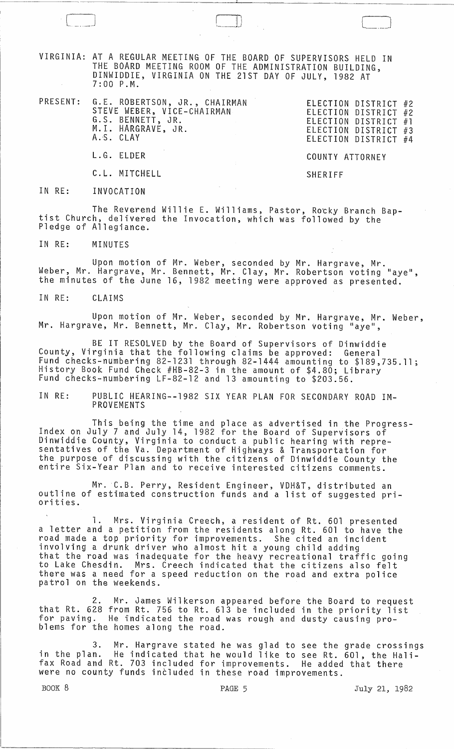VIRGINIA: AT A REGULAR MEETING OF THE BOARD OF SUPERVISORS HELD IN THE BOARD MEETING ROOM OF THE ADMINISTRATION BUILDING, DINWIDDIE, VIRGINIA ON THE 21ST DAY OF JULY, 1982 AT 7:00 P.M.

| PRESENT: | G.E. ROBERTSON, JR., CHAIRMAN | ELECTION DISTRICT #2 |
|---|---|---|
| | STEVE WEBER, VICE-CHAIRMAN | ELECTION DISTRICT #2 |
| | G.S. BENNETT, JR. | ELECTION DISTRICT #1 |
| | M.I. HARGRAVE, JR. | ELECTION DISTRICT #3 |
| | A.S. CLAY | ELECTION DISTRICT #4 |
| | L.G. ELDER | COUNTY ATTORNEY |
| | C.L. MITCHELL | SHERIFF |

IN RE: INVOCATION

The Reverend Willie E. Williams, Pastor, Rocky Branch Baptist Church, delivered the Invocation, which was followed by the Pledge of Allegiance.

IN RE: MINUTES

Upon motion of Mr. Weber, seconded by Mr. Hargrave, Mr. Weber, Mr. Hargrave, Mr. Bennett, Mr. Clay, Mr. Robertson voting "aye", the minutes of the June 16, 1982 meeting were approved as presented.

IN RE: CLAIMS

Upon motion of Mr. Weber, seconded by Mr. Hargrave, Mr. Weber, Mr. Hargrave, Mr. Bennett, Mr. Clay, Mr. Robertson voting "aye",

BE IT RESOLVED by the Board of Supervisors of Dinwiddie County, Virginia that the following claims be approved: General Fund checks-numbering 82-1231 through 82-1444 amounting to $189,735.11; History Book Fund Check #HB-82-3 in the amount of $4.80; Library Fund checks-numbering LF-82-12 and 13 amounting to $203.56.

IN RE: PUBLIC HEARING--1982 SIX YEAR PLAN FOR SECONDARY ROAD IMPROVEMENTS

This being the time and place as advertised in the Progress-Index on July 7 and July 14, 1982 for the Board of Supervisors of Dinwiddie County, Virginia to conduct a public hearing with representatives of the Va. Department of Highways & Transportation for the purpose of discussing with the citizens of Dinwiddie County the entire Six-Year Plan and to receive interested citizens comments.

Mr. C.B. Perry, Resident Engineer, VDH&T, distributed an outline of estimated construction funds and a list of suggested priorities.

1. Mrs. Virginia Creech, a resident of Rt. 601 presented a letter and a petition from the residents along Rt. 601 to have the road made a top priority for improvements. She cited an incident involving a drunk driver who almost hit a young child adding that the road was inadequate for the heavy recreational traffic going to Lake Chesdin. Mrs. Creech indicated that the citizens also felt there was a need for a speed reduction on the road and extra police patrol on the weekends.

2. Mr. James Wilkerson appeared before the Board to request that Rt. 628 from Rt. 756 to Rt. 613 be included in the priority list for paving. He indicated the road was rough and dusty causing problems for the homes along the road.

3. Mr. Hargrave stated he was glad to see the grade crossings in the plan. He indicated that he would like to see Rt. 601, the Halifax Road and Rt. 703 included for improvements. He added that there were no county funds included in these road improvements.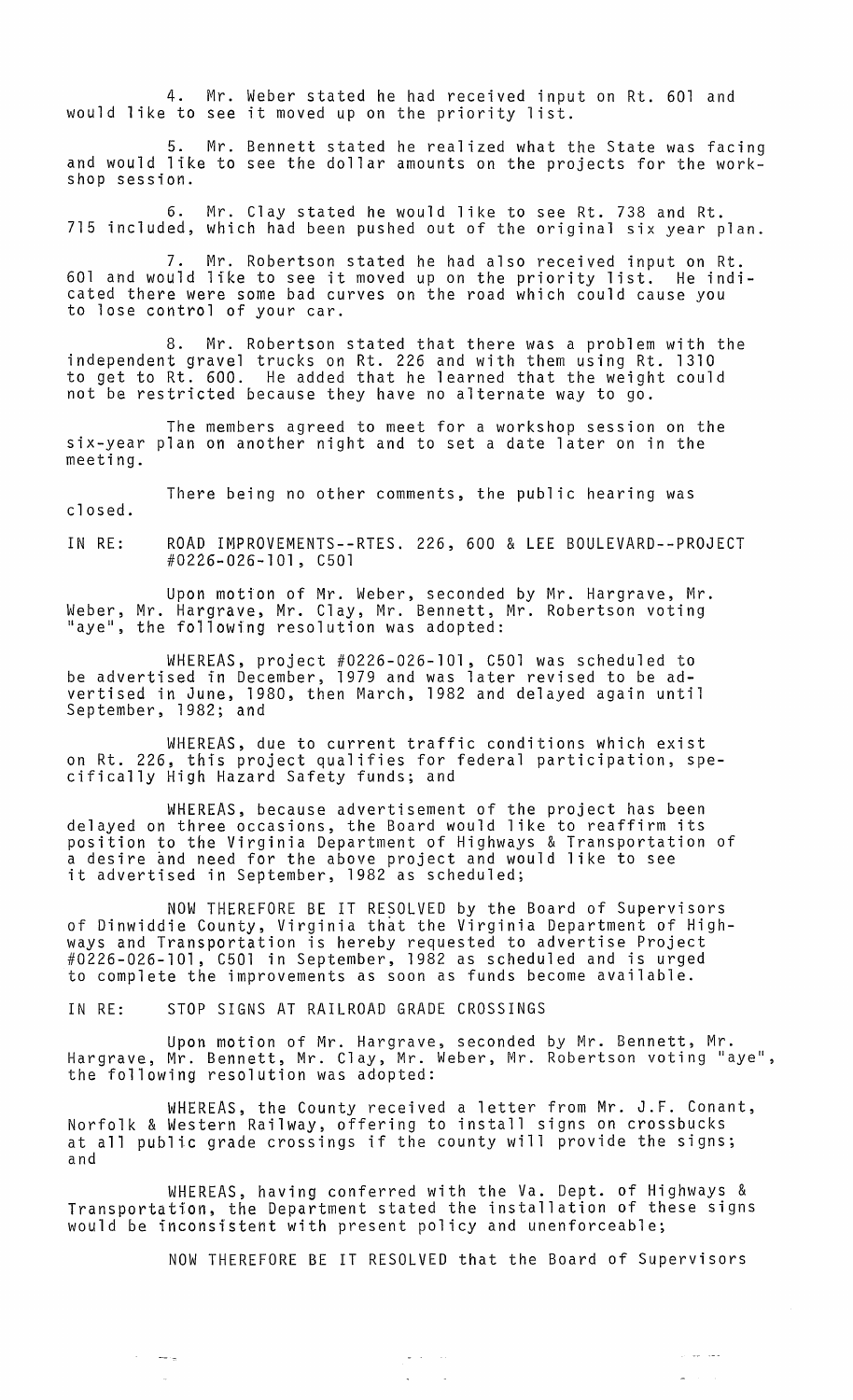4. Mr. Weber stated he had received input on Rt. 601 and would like to see it moved up on the priority list.

5. Mr. Bennett stated he realized what the State was facing and would like to see the dollar amounts on the projects for the workshop session.

6. Mr. Clay stated he would like to see Rt. 738 and Rt. 715 included, which had been pushed out of the original six year plan.

7. Mr. Robertson stated he had also received input on Rt. 601 and would like to see it moved up on the priority list. He indicated there were some bad curves on the road which could cause you to lose control of your car.

8. Mr. Robertson stated that there was a problem with the independent gravel trucks on Rt. 226 and with them using Rt. 1310 to get to Rt. 600. He added that he learned that the weight could not be restricted because they have no alternate way to go.

The members agreed to meet for a workshop session on the six-year plan on another night and to set a date later on in the meeting.

There being no other comments, the public hearing was closed.

IN RE: ROAD IMPROVEMENTS--RTES. 226, 600 & LEE BOULEVARD--PROJECT #0226-026-101, C501

Upon motion of Mr. Weber, seconded by Mr. Hargrave, Mr. Weber, Mr. Hargrave, Mr. Clay, Mr. Bennett, Mr. Robertson voting "aye", the following resolution was adopted:

WHEREAS, project #0226-026-101, C501 was scheduled to be advertised in December, 1979 and was later revised to be advertised in June, 1980, then March, 1982 and delayed again until September, 1982; and

WHEREAS, due to current traffic conditions which exist on Rt. 226, this project qualifies for federal participation, specifically High Hazard Safety funds; and

WHEREAS, because advertisement of the project has been delayed on three occasions, the Board would like to reaffirm its position to the Virginia Department of Highways & Transportation of a desire and need for the above project and would like to see it advertised in September, 1982 as scheduled;

NOW THEREFORE BE IT RESOLVED by the Board of Supervisors of Dinwiddie County, Virginia that the Virginia Department of Highways and Transportation is hereby requested to advertise Project #0226-026-101, C501 in September, 1982 as scheduled and is urged to complete the improvements as soon as funds become available.

IN RE: STOP SIGNS AT RAILROAD GRADE CROSSINGS

Upon motion of Mr. Hargrave, seconded by Mr. Bennett, Mr. Hargrave, Mr. Bennett, Mr. Clay, Mr. Weber, Mr. Robertson voting "aye", the following resolution was adopted:

WHEREAS, the County received a letter from Mr. J.F. Conant, Norfolk & Western Railway, offering to install signs on crossbucks at all public grade crossings if the county will provide the signs; and

WHEREAS, having conferred with the Va. Dept. of Highways & Transportation, the Department stated the installation of these signs would be inconsistent with present policy and unenforceable;

NOW THEREFORE BE IT RESOLVED that the Board of Supervisors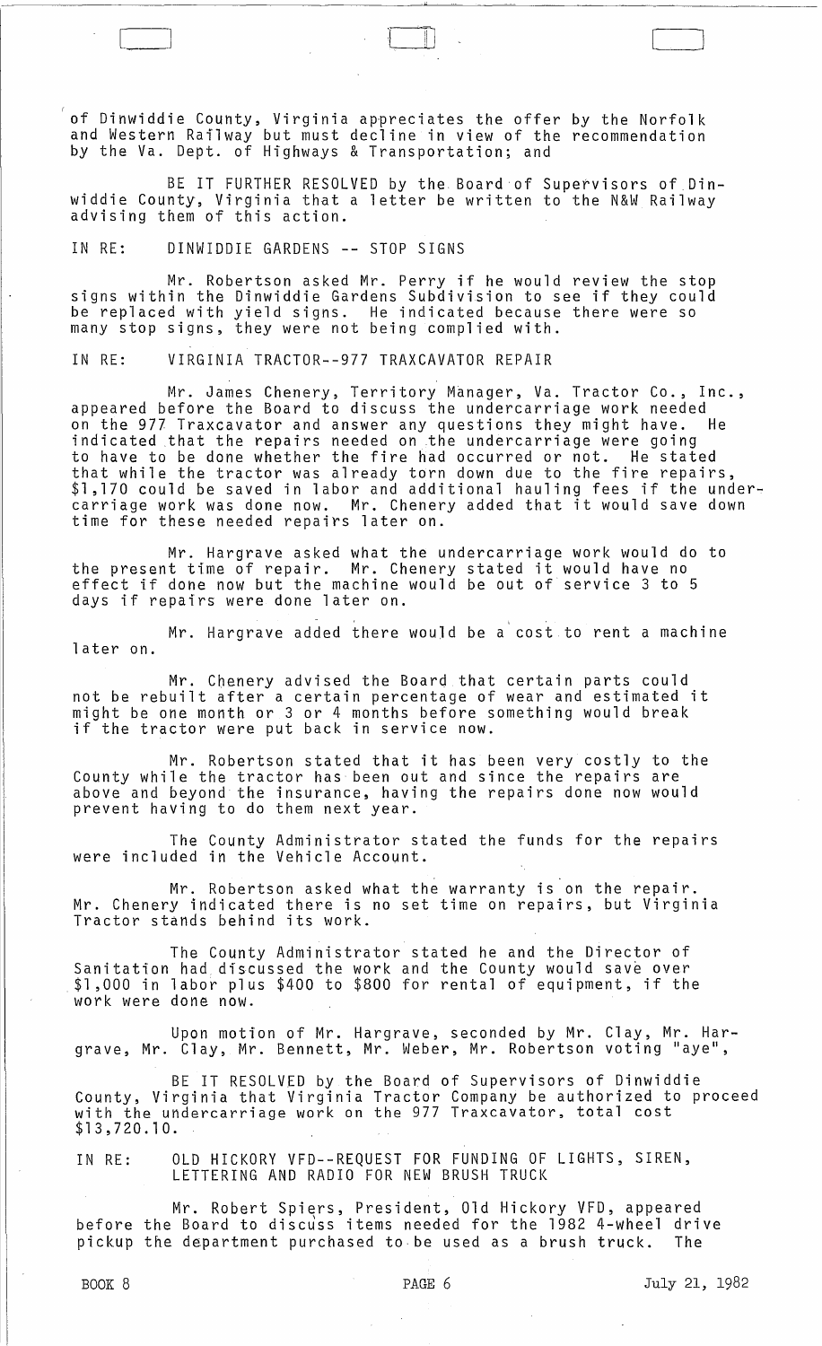of Dinwiddie County, Virginia appreciates the offer by the Norfolk and Western Railway but must decline in view of the recommendation by the Va. Dept. of Highways & Transportation; and

BE IT FURTHER RESOLVED by the Board of Supervisors of Dinwiddie County, Virginia that a letter be written to the N&W Railway advising them of this action.

IN RE: DINWIDDIE GARDENS -- STOP SIGNS

Mr. Robertson asked Mr. Perry if he would review the stop signs within the Dinwiddie Gardens Subdivision to see if they could be replaced with yield signs. He indicated because there were so many stop signs, they were not being complied with.

IN RE: VIRGINIA TRACTOR--977 TRAXCAVATOR REPAIR

Mr. James Chenery, Territory Manager, Va. Tractor Co., Inc., appeared before the Board to discuss the undercarriage work needed on the 977 Traxcavator and answer any questions they might have. He indicated that the repairs needed on the undercarriage were going to have to be done whether the fire had occurred or not. He stated that while the tractor was already torn down due to the fire repairs, $1,170 could be saved in labor and additional hauling fees if the undercarriage work was done now. Mr. Chenery added that it would save down time for these needed repairs later on.

Mr. Hargrave asked what the undercarriage work would do to the present time of repair. Mr. Chenery stated it would have no effect if done now but the machine would be out of service 3 to 5 days if repairs were done later on.

Mr. Hargrave added there would be a cost to rent a machine later on.

Mr. Chenery advised the Board that certain parts could not be rebuilt after a certain percentage of wear and estimated it might be one month or 3 or 4 months before something would break if the tractor were put back in service now.

Mr. Robertson stated that it has been very costly to the County while the tractor has been out and since the repairs are above and beyond the insurance, having the repairs done now would prevent having to do them next year.

The County Administrator stated the funds for the repairs were included in the Vehicle Account.

Mr. Robertson asked what the warranty is on the repair. Mr. Chenery indicated there is no set time on repairs, but Virginia Tractor stands behind its work.

The County Administrator stated he and the Director of Sanitation had discussed the work and the County would save over $1,000 in labor plus $400 to $800 for rental of equipment, if the work were done now.

Upon motion of Mr. Hargrave, seconded by Mr. Clay, Mr. Hargrave, Mr. Clay, Mr. Bennett, Mr. Weber, Mr. Robertson voting "aye",

BE IT RESOLVED by the Board of Supervisors of Dinwiddie County, Virginia that Virginia Tractor Company be authorized to proceed with the undercarriage work on the 977 Traxcavator, total cost $13,720.10.

IN RE: OLD HICKORY VFD--REQUEST FOR FUNDING OF LIGHTS, SIREN, LETTERING AND RADIO FOR NEW BRUSH TRUCK

Mr. Robert Spiers, President, Old Hickory VFD, appeared before the Board to discuss items needed for the 1982 4-wheel drive pickup the department purchased to be used as a brush truck. The

BOOK 8 PAGE 6 July 21, 1982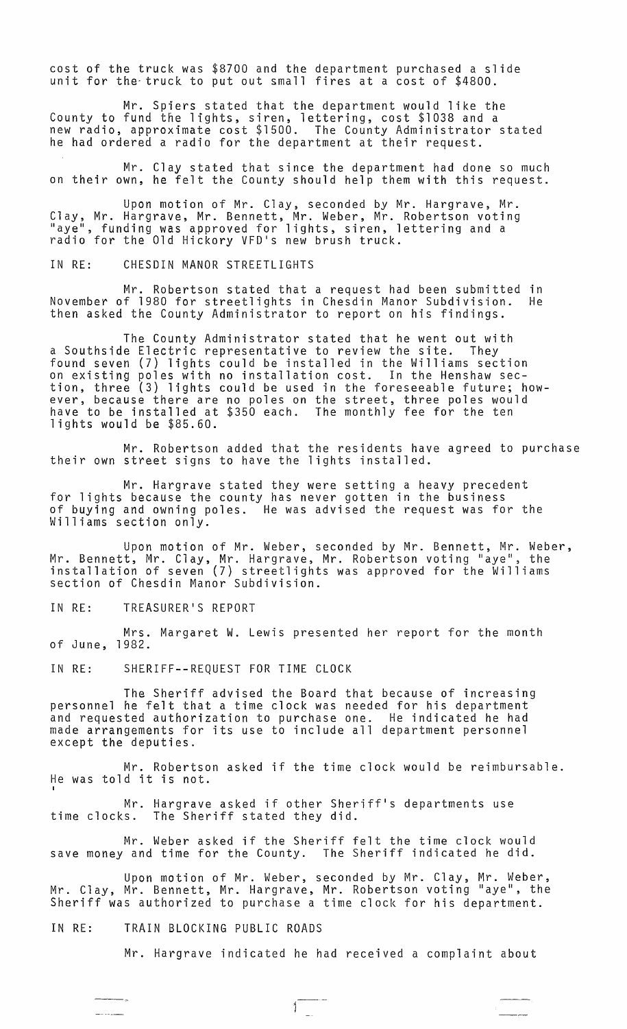cost of the truck was $8700 and the department purchased a slide unit for the truck to put out small fires at a cost of $4800.

Mr. Spiers stated that the department would like the County to fund the lights, siren, lettering, cost $1038 and a new radio, approximate cost $1500. The County Administrator stated he had ordered a radio for the department at their request.

Mr. Clay stated that since the department had done so much on their own, he felt the County should help them with this request.

Upon motion of Mr. Clay, seconded by Mr. Hargrave, Mr. Clay, Mr. Hargrave, Mr. Bennett, Mr. Weber, Mr. Robertson voting "aye", funding was approved for lights, siren, lettering and a radio for the Old Hickory VFD's new brush truck.

IN RE: CHESDIN MANOR STREETLIGHTS

Mr. Robertson stated that a request had been submitted in November of 1980 for streetlights in Chesdin Manor Subdivision. He then asked the County Administrator to report on his findings.

The County Administrator stated that he went out with a Southside Electric representative to review the site. They found seven (7) lights could be installed in the Williams section on existing poles with no installation cost. In the Henshaw section, three (3) lights could be used in the foreseeable future; however, because there are no poles on the street, three poles would have to be installed at $350 each. The monthly fee for the ten lights would be $85.60.

Mr. Robertson added that the residents have agreed to purchase their own street signs to have the lights installed.

Mr. Hargrave stated they were setting a heavy precedent for lights because the county has never gotten in the business of buying and owning poles. He was advised the request was for the Williams section only.

Upon motion of Mr. Weber, seconded by Mr. Bennett, Mr. Weber, Mr. Bennett, Mr. Clay, Mr. Hargrave, Mr. Robertson voting "aye", the installation of seven (7) streetlights was approved for the Williams section of Chesdin Manor Subdivision.

IN RE: TREASURER'S REPORT

Mrs. Margaret W. Lewis presented her report for the month of June, 1982.

IN RE: SHERIFF--REQUEST FOR TIME CLOCK

The Sheriff advised the Board that because of increasing personnel he felt that a time clock was needed for his department and requested authorization to purchase one. He indicated he had made arrangements for its use to include all department personnel except the deputies.

Mr. Robertson asked if the time clock would be reimbursable. He was told it is not.

Mr. Hargrave asked if other Sheriff's departments use time clocks. The Sheriff stated they did.

Mr. Weber asked if the Sheriff felt the time clock would save money and time for the County. The Sheriff indicated he did.

Upon motion of Mr. Weber, seconded by Mr. Clay, Mr. Weber, Mr. Clay, Mr. Bennett, Mr. Hargrave, Mr. Robertson voting "aye", the Sheriff was authorized to purchase a time clock for his department.

IN RE: TRAIN BLOCKING PUBLIC ROADS

Mr. Hargrave indicated he had received a complaint about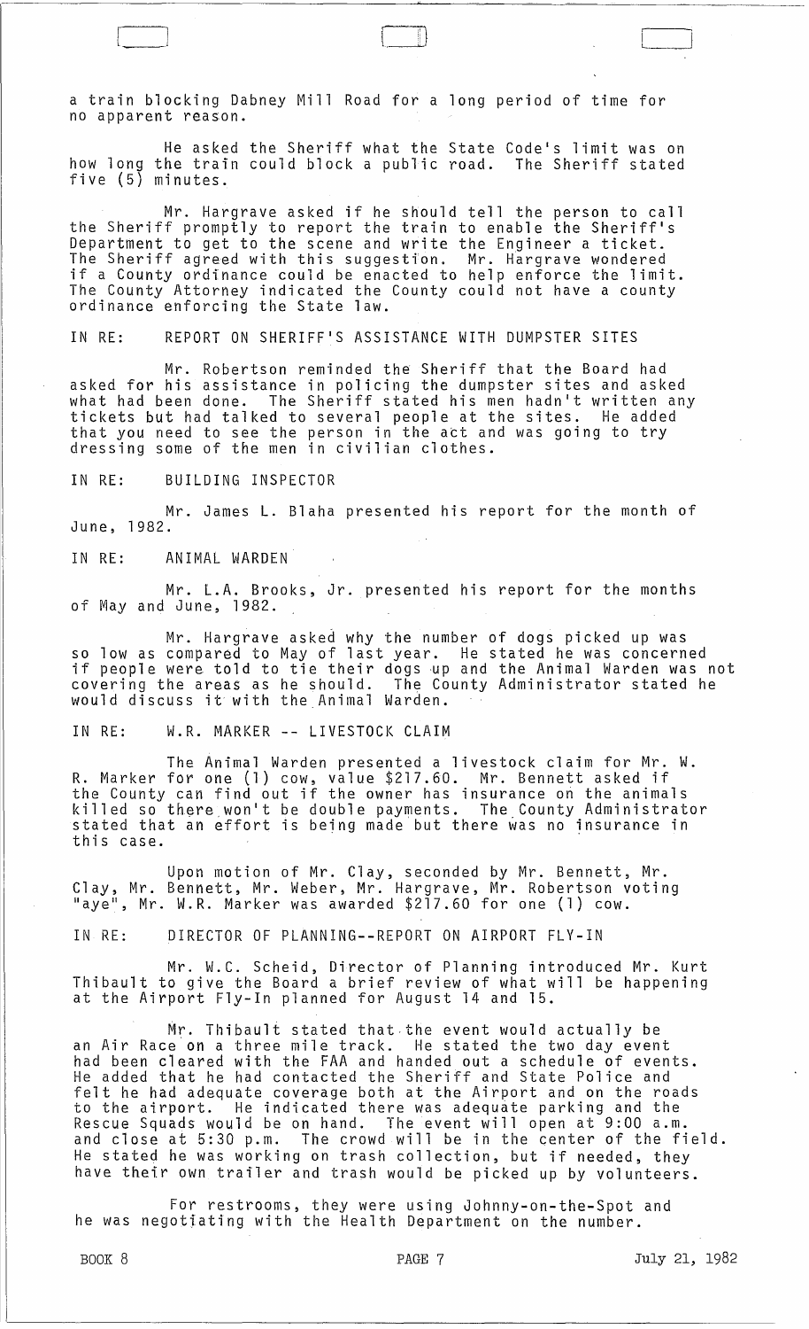a train blocking Dabney Mill Road for a long period of time for no apparent reason.

He asked the Sheriff what the State Code's limit was on how long the train could block a public road. The Sheriff stated five (5) minutes.

Mr. Hargrave asked if he should tell the person to call the Sheriff promptly to report the train to enable the Sheriff's Department to get to the scene and write the Engineer a ticket. The Sheriff agreed with this suggestion. Mr. Hargrave wondered if a County ordinance could be enacted to help enforce the limit. The County Attorney indicated the County could not have a county ordinance enforcing the State law.

IN RE: REPORT ON SHERIFF'S ASSISTANCE WITH DUMPSTER SITES

Mr. Robertson reminded the Sheriff that the Board had asked for his assistance in policing the dumpster sites and asked what had been done. The Sheriff stated his men hadn't written any tickets but had talked to several people at the sites. He added that you need to see the person in the act and was going to try dressing some of the men in civilian clothes.

IN RE: BUILDING INSPECTOR

Mr. James L. Blaha presented his report for the month of June, 1982.

IN RE: ANIMAL WARDEN

Mr. L.A. Brooks, Jr. presented his report for the months of May and June, 1982.

Mr. Hargrave asked why the number of dogs picked up was so low as compared to May of last year. He stated he was concerned if people were told to tie their dogs up and the Animal Warden was not covering the areas as he should. The County Administrator stated he would discuss it with the Animal Warden.

IN RE: W.R. MARKER -- LIVESTOCK CLAIM

The Animal Warden presented a livestock claim for Mr. W. R. Marker for one (1) cow, value $217.60. Mr. Bennett asked if the County can find out if the owner has insurance on the animals killed so there won't be double payments. The County Administrator stated that an effort is being made but there was no insurance in this case.

Upon motion of Mr. Clay, seconded by Mr. Bennett, Mr. Clay, Mr. Bennett, Mr. Weber, Mr. Hargrave, Mr. Robertson voting "aye", Mr. W.R. Marker was awarded $217.60 for one (1) cow.

IN RE: DIRECTOR OF PLANNING--REPORT ON AIRPORT FLY-IN

Mr. W.C. Scheid, Director of Planning introduced Mr. Kurt Thibault to give the Board a brief review of what will be happening at the Airport Fly-In planned for August 14 and 15.

Mr. Thibault stated that the event would actually be an Air Race on a three mile track. He stated the two day event had been cleared with the FAA and handed out a schedule of events. He added that he had contacted the Sheriff and State Police and felt he had adequate coverage both at the Airport and on the roads to the airport. He indicated there was adequate parking and the Rescue Squads would be on hand. The event will open at 9:00 a.m. and close at 5:30 p.m. The crowd will be in the center of the field. He stated he was working on trash collection, but if needed, they have their own trailer and trash would be picked up by volunteers.

For restrooms, they were using Johnny-on-the-Spot and he was negotiating with the Health Department on the number.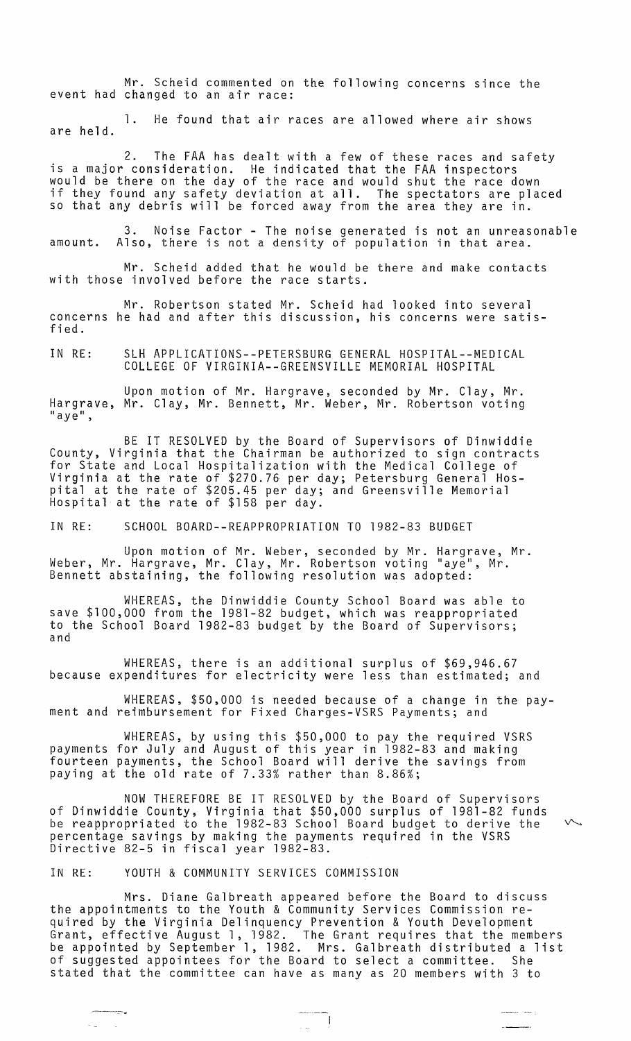Mr. Scheid commented on the following concerns since the event had changed to an air race:

1. He found that air races are allowed where air shows are held.

2. The FAA has dealt with a few of these races and safety is a major consideration. He indicated that the FAA inspectors would be there on the day of the race and would shut the race down if they found any safety deviation at all. The spectators are placed so that any debris will be forced away from the area they are in.

3. Noise Factor - The noise generated is not an unreasonable amount. Also, there is not a density of population in that area.

Mr. Scheid added that he would be there and make contacts with those involved before the race starts.

Mr. Robertson stated Mr. Scheid had looked into several concerns he had and after this discussion, his concerns were satisfied.

IN RE: SLH APPLICATIONS--PETERSBURG GENERAL HOSPITAL--MEDICAL COLLEGE OF VIRGINIA--GREENSVILLE MEMORIAL HOSPITAL

Upon motion of Mr. Hargrave, seconded by Mr. Clay, Mr. Hargrave, Mr. Clay, Mr. Bennett, Mr. Weber, Mr. Robertson voting "aye",

BE IT RESOLVED by the Board of Supervisors of Dinwiddie County, Virginia that the Chairman be authorized to sign contracts for State and Local Hospitalization with the Medical College of Virginia at the rate of $270.76 per day; Petersburg General Hospital at the rate of $205.45 per day; and Greensville Memorial Hospital at the rate of $158 per day.

IN RE: SCHOOL BOARD--REAPPROPRIATION TO 1982-83 BUDGET

Upon motion of Mr. Weber, seconded by Mr. Hargrave, Mr. Weber, Mr. Hargrave, Mr. Clay, Mr. Robertson voting "aye", Mr. Bennett abstaining, the following resolution was adopted:

WHEREAS, the Dinwiddie County School Board was able to save $100,000 from the 1981-82 budget, which was reappropriated to the School Board 1982-83 budget by the Board of Supervisors; and

WHEREAS, there is an additional surplus of $69,946.67 because expenditures for electricity were less than estimated; and

WHEREAS, $50,000 is needed because of a change in the payment and reimbursement for Fixed Charges-VSRS Payments; and

WHEREAS, by using this $50,000 to pay the required VSRS payments for July and August of this year in 1982-83 and making fourteen payments, the School Board will derive the savings from paying at the old rate of 7.33% rather than 8.86%;

NOW THEREFORE BE IT RESOLVED by the Board of Supervisors of Dinwiddie County, Virginia that $50,000 surplus of 1981-82 funds be reappropriated to the 1982-83 School Board budget to derive the percentage savings by making the payments required in the VSRS Directive 82-5 in fiscal year 1982-83.

IN RE: YOUTH & COMMUNITY SERVICES COMMISSION

Mrs. Diane Galbreath appeared before the Board to discuss the appointments to the Youth & Community Services Commission required by the Virginia Delinquency Prevention & Youth Development Grant, effective August 1, 1982. The Grant requires that the members be appointed by September 1, 1982. Mrs. Galbreath distributed a list of suggested appointees for the Board to select a committee. She stated that the committee can have as many as 20 members with 3 to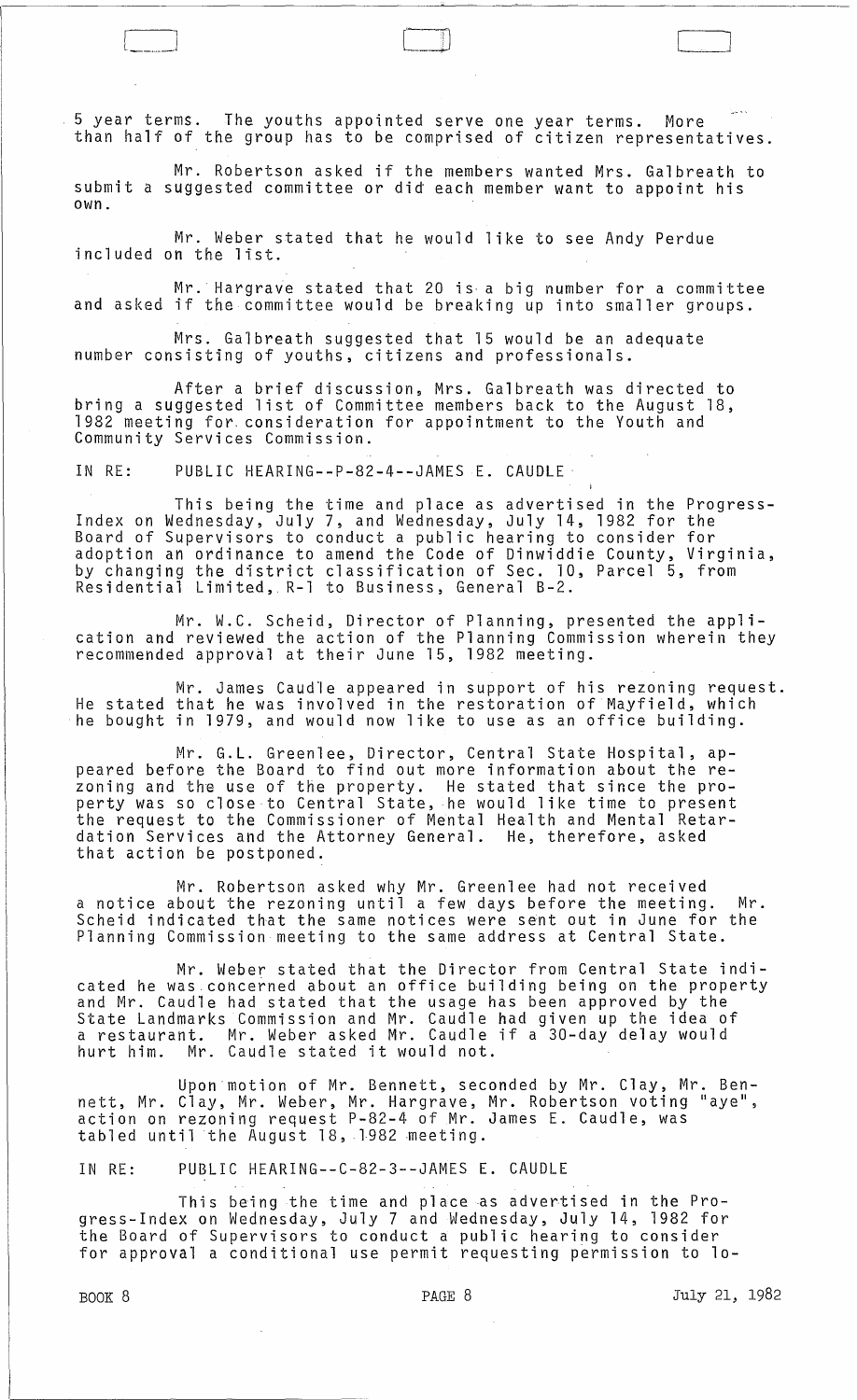5 year terms. The youths appointed serve one year terms. More than half of the group has to be comprised of citizen representatives.

Mr. Robertson asked if the members wanted Mrs. Galbreath to submit a suggested committee or did each member want to appoint his own.

Mr. Weber stated that he would like to see Andy Perdue included on the list.

Mr. Hargrave stated that 20 is a big number for a committee and asked if the committee would be breaking up into smaller groups.

Mrs. Galbreath suggested that 15 would be an adequate number consisting of youths, citizens and professionals.

After a brief discussion, Mrs. Galbreath was directed to bring a suggested list of Committee members back to the August 18, 1982 meeting for consideration for appointment to the Youth and Community Services Commission.

IN RE: PUBLIC HEARING--P-82-4--JAMES E. CAUDLE

This being the time and place as advertised in the Progress-Index on Wednesday, July 7, and Wednesday, July 14, 1982 for the Board of Supervisors to conduct a public hearing to consider for adoption an ordinance to amend the Code of Dinwiddie County, Virginia, by changing the district classification of Sec. 10, Parcel 5, from Residential Limited, R-1 to Business, General B-2.

Mr. W.C. Scheid, Director of Planning, presented the application and reviewed the action of the Planning Commission wherein they recommended approval at their June 15, 1982 meeting.

Mr. James Caudle appeared in support of his rezoning request. He stated that he was involved in the restoration of Mayfield, which he bought in 1979, and would now like to use as an office building.

Mr. G.L. Greenlee, Director, Central State Hospital, appeared before the Board to find out more information about the rezoning and the use of the property. He stated that since the property was so close to Central State, he would like time to present the request to the Commissioner of Mental Health and Mental Retardation Services and the Attorney General. He, therefore, asked that action be postponed.

Mr. Robertson asked why Mr. Greenlee had not received a notice about the rezoning until a few days before the meeting. Mr. Scheid indicated that the same notices were sent out in June for the Planning Commission meeting to the same address at Central State.

Mr. Weber stated that the Director from Central State indicated he was concerned about an office building being on the property and Mr. Caudle had stated that the usage has been approved by the State Landmarks Commission and Mr. Caudle had given up the idea of a restaurant. Mr. Weber asked Mr. Caudle if a 30-day delay would hurt him. Mr. Caudle stated it would not.

Upon motion of Mr. Bennett, seconded by Mr. Clay, Mr. Bennett, Mr. Clay, Mr. Weber, Mr. Hargrave, Mr. Robertson voting "aye", action on rezoning request P-82-4 of Mr. James E. Caudle, was tabled until the August 18, 1982 meeting.

IN RE: PUBLIC HEARING--C-82-3--JAMES E. CAUDLE

This being the time and place as advertised in the Progress-Index on Wednesday, July 7 and Wednesday, July 14, 1982 for the Board of Supervisors to conduct a public hearing to consider for approval a conditional use permit requesting permission to lo-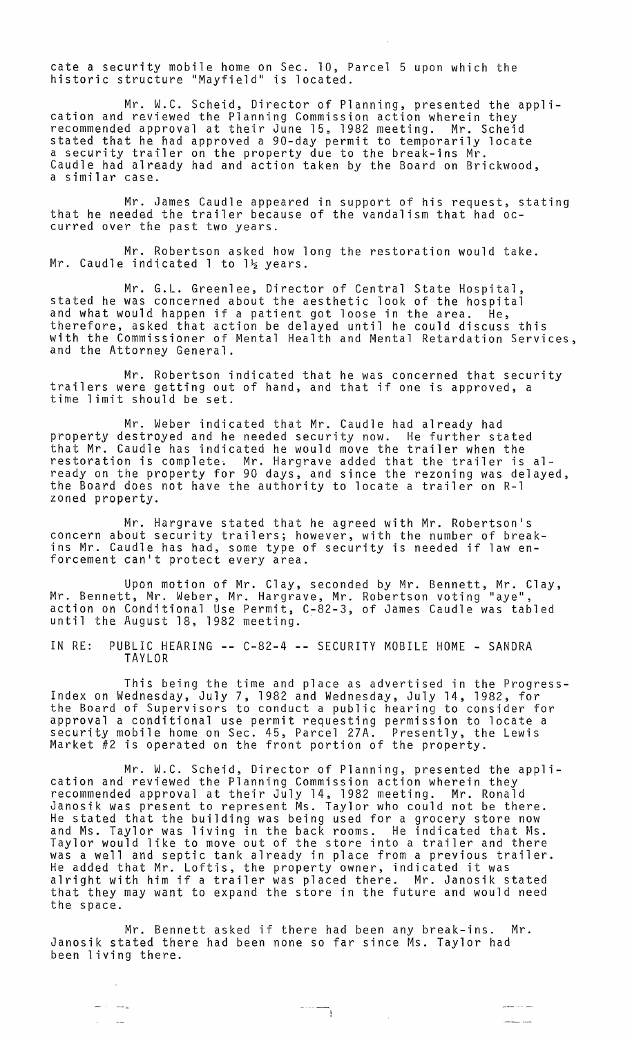cate a security mobile home on Sec. 10, Parcel 5 upon which the historic structure "Mayfield" is located.

Mr. W.C. Scheid, Director of Planning, presented the application and reviewed the Planning Commission action wherein they recommended approval at their June 15, 1982 meeting. Mr. Scheid stated that he had approved a 90-day permit to temporarily locate a security trailer on the property due to the break-ins Mr. Caudle had already had and action taken by the Board on Brickwood, a similar case.

Mr. James Caudle appeared in support of his request, stating that he needed the trailer because of the vandalism that had occurred over the past two years.

Mr. Robertson asked how long the restoration would take. Mr. Caudle indicated 1 to 1½ years.

Mr. G.L. Greenlee, Director of Central State Hospital, stated he was concerned about the aesthetic look of the hospital and what would happen if a patient got loose in the area. He, therefore, asked that action be delayed until he could discuss this with the Commissioner of Mental Health and Mental Retardation Services, and the Attorney General.

Mr. Robertson indicated that he was concerned that security trailers were getting out of hand, and that if one is approved, a time limit should be set.

Mr. Weber indicated that Mr. Caudle had already had property destroyed and he needed security now. He further stated that Mr. Caudle has indicated he would move the trailer when the restoration is complete. Mr. Hargrave added that the trailer is already on the property for 90 days, and since the rezoning was delayed, the Board does not have the authority to locate a trailer on R-1 zoned property.

Mr. Hargrave stated that he agreed with Mr. Robertson's concern about security trailers; however, with the number of break-ins Mr. Caudle has had, some type of security is needed if law enforcement can't protect every area.

Upon motion of Mr. Clay, seconded by Mr. Bennett, Mr. Clay, Mr. Bennett, Mr. Weber, Mr. Hargrave, Mr. Robertson voting "aye", action on Conditional Use Permit, C-82-3, of James Caudle was tabled until the August 18, 1982 meeting.

IN RE: PUBLIC HEARING -- C-82-4 -- SECURITY MOBILE HOME - SANDRA TAYLOR

This being the time and place as advertised in the Progress-Index on Wednesday, July 7, 1982 and Wednesday, July 14, 1982, for the Board of Supervisors to conduct a public hearing to consider for approval a conditional use permit requesting permission to locate a security mobile home on Sec. 45, Parcel 27A. Presently, the Lewis Market #2 is operated on the front portion of the property.

Mr. W.C. Scheid, Director of Planning, presented the application and reviewed the Planning Commission action wherein they recommended approval at their July 14, 1982 meeting. Mr. Ronald Janosik was present to represent Ms. Taylor who could not be there. He stated that the building was being used for a grocery store now and Ms. Taylor was living in the back rooms. He indicated that Ms. Taylor would like to move out of the store into a trailer and there was a well and septic tank already in place from a previous trailer. He added that Mr. Loftis, the property owner, indicated it was alright with him if a trailer was placed there. Mr. Janosik stated that they may want to expand the store in the future and would need the space.

Mr. Bennett asked if there had been any break-ins. Mr. Janosik stated there had been none so far since Ms. Taylor had been living there.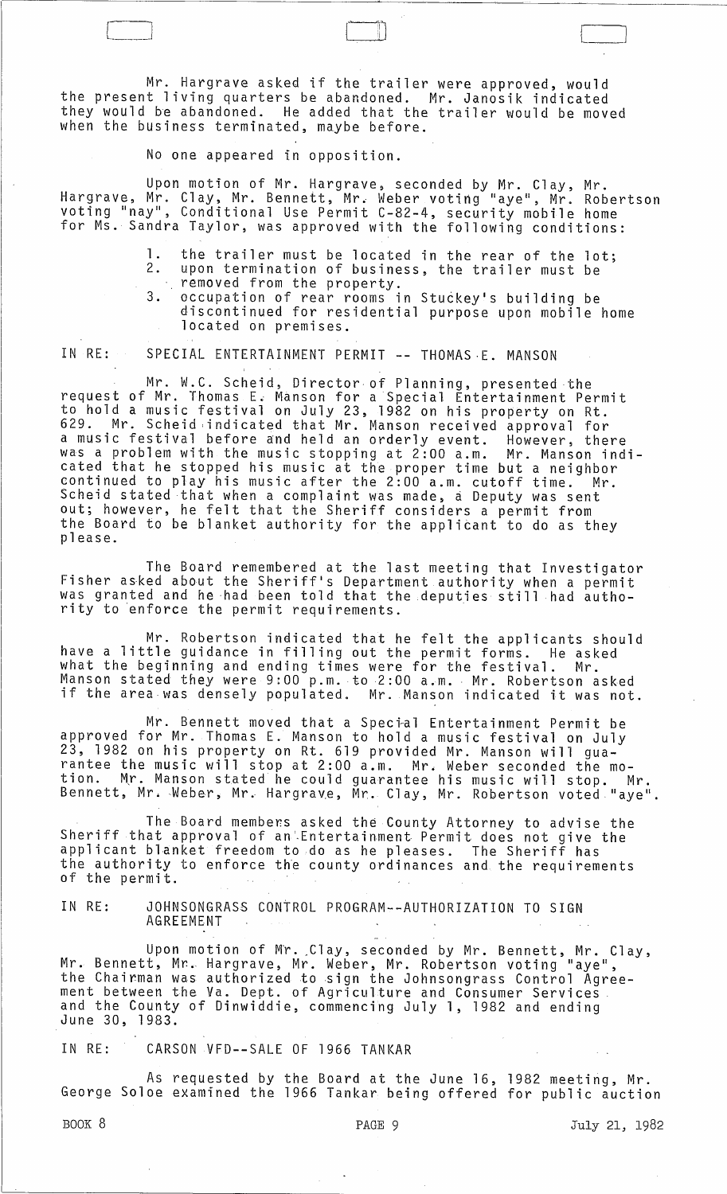Mr. Hargrave asked if the trailer were approved, would the present living quarters be abandoned. Mr. Janosik indicated they would be abandoned. He added that the trailer would be moved when the business terminated, maybe before.

No one appeared in opposition.

Upon motion of Mr. Hargrave, seconded by Mr. Clay, Mr. Hargrave, Mr. Clay, Mr. Bennett, Mr. Weber voting "aye", Mr. Robertson voting "nay", Conditional Use Permit C-82-4, security mobile home for Ms. Sandra Taylor, was approved with the following conditions:

1. the trailer must be located in the rear of the lot;
2. upon termination of business, the trailer must be removed from the property.
3. occupation of rear rooms in Stuckey's building be discontinued for residential purpose upon mobile home located on premises.

IN RE: SPECIAL ENTERTAINMENT PERMIT -- THOMAS E. MANSON

Mr. W.C. Scheid, Director of Planning, presented the request of Mr. Thomas E. Manson for a Special Entertainment Permit to hold a music festival on July 23, 1982 on his property on Rt. 629. Mr. Scheid indicated that Mr. Manson received approval for a music festival before and held an orderly event. However, there was a problem with the music stopping at 2:00 a.m. Mr. Manson indicated that he stopped his music at the proper time but a neighbor continued to play his music after the 2:00 a.m. cutoff time. Mr. Scheid stated that when a complaint was made, a Deputy was sent out; however, he felt that the Sheriff considers a permit from the Board to be blanket authority for the applicant to do as they please.

The Board remembered at the last meeting that Investigator Fisher asked about the Sheriff's Department authority when a permit was granted and he had been told that the deputies still had authority to enforce the permit requirements.

Mr. Robertson indicated that he felt the applicants should have a little guidance in filling out the permit forms. He asked what the beginning and ending times were for the festival. Mr. Manson stated they were 9:00 p.m. to 2:00 a.m. Mr. Robertson asked if the area was densely populated. Mr. Manson indicated it was not.

Mr. Bennett moved that a Special Entertainment Permit be approved for Mr. Thomas E. Manson to hold a music festival on July 23, 1982 on his property on Rt. 619 provided Mr. Manson will guarantee the music will stop at 2:00 a.m. Mr. Weber seconded the motion. Mr. Manson stated he could guarantee his music will stop. Mr. Bennett, Mr. Weber, Mr. Hargrave, Mr. Clay, Mr. Robertson voted "aye".

The Board members asked the County Attorney to advise the Sheriff that approval of an Entertainment Permit does not give the applicant blanket freedom to do as he pleases. The Sheriff has the authority to enforce the county ordinances and the requirements of the permit.

IN RE: JOHNSONGRASS CONTROL PROGRAM--AUTHORIZATION TO SIGN AGREEMENT

Upon motion of Mr. Clay, seconded by Mr. Bennett, Mr. Clay, Mr. Bennett, Mr. Hargrave, Mr. Weber, Mr. Robertson voting "aye", the Chairman was authorized to sign the Johnsongrass Control Agreement between the Va. Dept. of Agriculture and Consumer Services and the County of Dinwiddie, commencing July 1, 1982 and ending June 30, 1983.

IN RE: CARSON VFD--SALE OF 1966 TANKAR

As requested by the Board at the June 16, 1982 meeting, Mr. George Soloe examined the 1966 Tankar being offered for public auction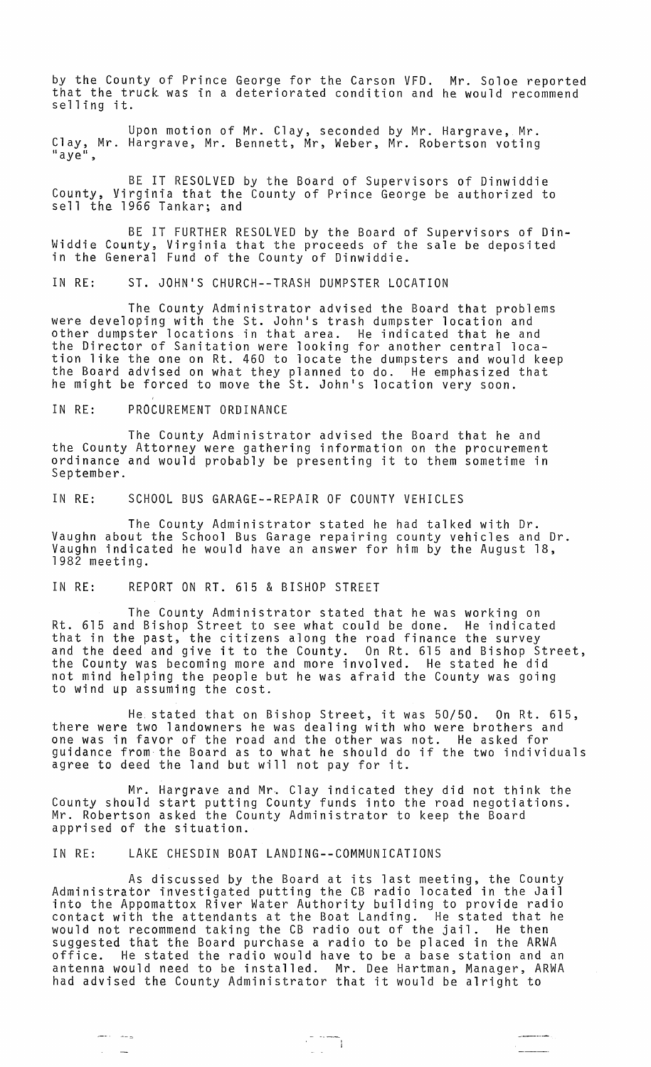by the County of Prince George for the Carson VFD. Mr. Soloe reported that the truck was in a deteriorated condition and he would recommend selling it.

Upon motion of Mr. Clay, seconded by Mr. Hargrave, Mr. Clay, Mr. Hargrave, Mr. Bennett, Mr, Weber, Mr. Robertson voting "aye",

BE IT RESOLVED by the Board of Supervisors of Dinwiddie County, Virginia that the County of Prince George be authorized to sell the 1966 Tankar; and

BE IT FURTHER RESOLVED by the Board of Supervisors of Dinwiddie County, Virginia that the proceeds of the sale be deposited in the General Fund of the County of Dinwiddie.

IN RE: ST. JOHN'S CHURCH--TRASH DUMPSTER LOCATION

The County Administrator advised the Board that problems were developing with the St. John's trash dumpster location and other dumpster locations in that area. He indicated that he and the Director of Sanitation were looking for another central location like the one on Rt. 460 to locate the dumpsters and would keep the Board advised on what they planned to do. He emphasized that he might be forced to move the St. John's location very soon.

IN RE: PROCUREMENT ORDINANCE

The County Administrator advised the Board that he and the County Attorney were gathering information on the procurement ordinance and would probably be presenting it to them sometime in September.

IN RE: SCHOOL BUS GARAGE--REPAIR OF COUNTY VEHICLES

The County Administrator stated he had talked with Dr. Vaughn about the School Bus Garage repairing county vehicles and Dr. Vaughn indicated he would have an answer for him by the August 18, 1982 meeting.

IN RE: REPORT ON RT. 615 & BISHOP STREET

The County Administrator stated that he was working on Rt. 615 and Bishop Street to see what could be done. He indicated that in the past, the citizens along the road finance the survey and the deed and give it to the County. On Rt. 615 and Bishop Street, the County was becoming more and more involved. He stated he did not mind helping the people but he was afraid the County was going to wind up assuming the cost.

He stated that on Bishop Street, it was 50/50. On Rt. 615, there were two landowners he was dealing with who were brothers and one was in favor of the road and the other was not. He asked for guidance from the Board as to what he should do if the two individuals agree to deed the land but will not pay for it.

Mr. Hargrave and Mr. Clay indicated they did not think the County should start putting County funds into the road negotiations. Mr. Robertson asked the County Administrator to keep the Board apprised of the situation.

IN RE: LAKE CHESDIN BOAT LANDING--COMMUNICATIONS

As discussed by the Board at its last meeting, the County Administrator investigated putting the CB radio located in the Jail into the Appomattox River Water Authority building to provide radio contact with the attendants at the Boat Landing. He stated that he would not recommend taking the CB radio out of the jail. He then suggested that the Board purchase a radio to be placed in the ARWA office. He stated the radio would have to be a base station and an antenna would need to be installed. Mr. Dee Hartman, Manager, ARWA had advised the County Administrator that it would be alright to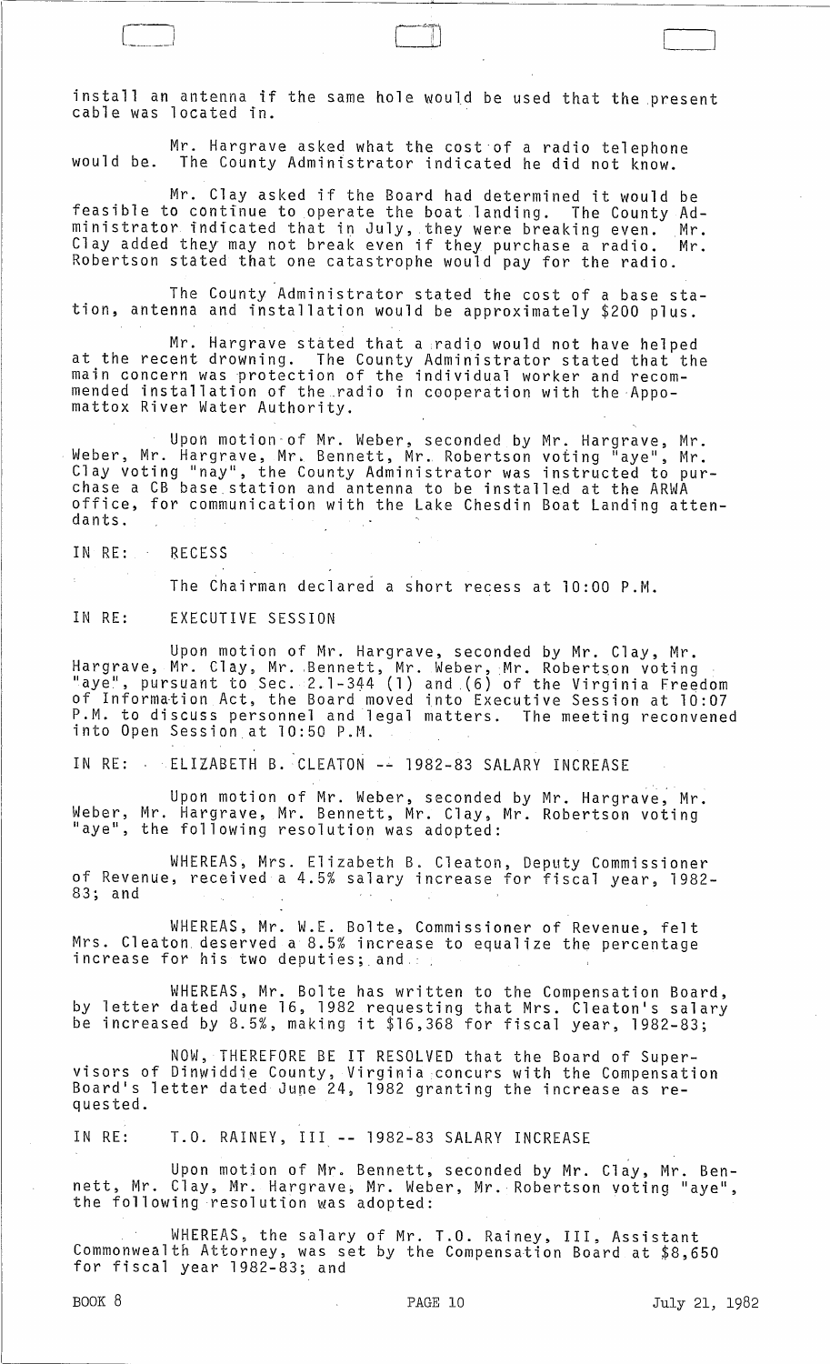install an antenna if the same hole would be used that the present cable was located in.

Mr. Hargrave asked what the cost of a radio telephone would be. The County Administrator indicated he did not know.

Mr. Clay asked if the Board had determined it would be feasible to continue to operate the boat landing. The County Administrator indicated that in July, they were breaking even. Mr. Clay added they may not break even if they purchase a radio. Mr. Robertson stated that one catastrophe would pay for the radio.

The County Administrator stated the cost of a base station, antenna and installation would be approximately $200 plus.

Mr. Hargrave stated that a radio would not have helped at the recent drowning. The County Administrator stated that the main concern was protection of the individual worker and recommended installation of the radio in cooperation with the Appomattox River Water Authority.

Upon motion of Mr. Weber, seconded by Mr. Hargrave, Mr. Weber, Mr. Hargrave, Mr. Bennett, Mr. Robertson voting "aye", Mr. Clay voting "nay", the County Administrator was instructed to purchase a CB base station and antenna to be installed at the ARWA office, for communication with the Lake Chesdin Boat Landing attendants.

IN RE: RECESS

The Chairman declared a short recess at 10:00 P.M.

IN RE: EXECUTIVE SESSION

Upon motion of Mr. Hargrave, seconded by Mr. Clay, Mr. Hargrave, Mr. Clay, Mr. Bennett, Mr. Weber, Mr. Robertson voting "aye", pursuant to Sec. 2.1-344 (1) and (6) of the Virginia Freedom of Information Act, the Board moved into Executive Session at 10:07 P.M. to discuss personnel and legal matters. The meeting reconvened into Open Session at 10:50 P.M.

IN RE: ELIZABETH B. CLEATON -- 1982-83 SALARY INCREASE

Upon motion of Mr. Weber, seconded by Mr. Hargrave, Mr. Weber, Mr. Hargrave, Mr. Bennett, Mr. Clay, Mr. Robertson voting "aye", the following resolution was adopted:

WHEREAS, Mrs. Elizabeth B. Cleaton, Deputy Commissioner of Revenue, received a 4.5% salary increase for fiscal year, 1982-83; and

WHEREAS, Mr. W.E. Bolte, Commissioner of Revenue, felt Mrs. Cleaton deserved a 8.5% increase to equalize the percentage increase for his two deputies; and

WHEREAS, Mr. Bolte has written to the Compensation Board, by letter dated June 16, 1982 requesting that Mrs. Cleaton's salary be increased by 8.5%, making it $16,368 for fiscal year, 1982-83;

NOW, THEREFORE BE IT RESOLVED that the Board of Supervisors of Dinwiddie County, Virginia concurs with the Compensation Board's letter dated June 24, 1982 granting the increase as requested.

IN RE: T.O. RAINEY, III -- 1982-83 SALARY INCREASE

Upon motion of Mr. Bennett, seconded by Mr. Clay, Mr. Bennett, Mr. Clay, Mr. Hargrave, Mr. Weber, Mr. Robertson voting "aye", the following resolution was adopted:

WHEREAS, the salary of Mr. T.O. Rainey, III, Assistant Commonwealth Attorney, was set by the Compensation Board at $8,650 for fiscal year 1982-83; and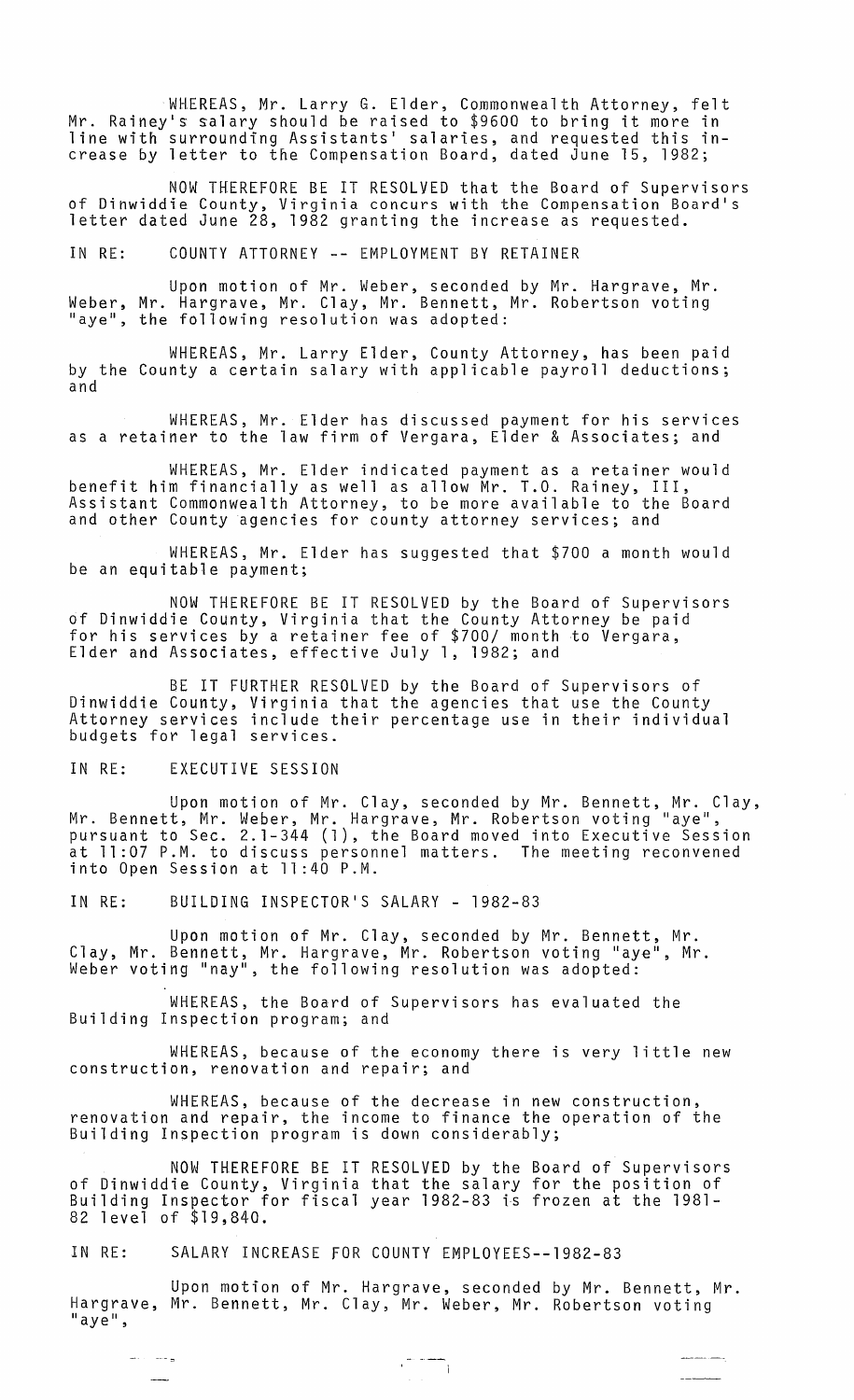WHEREAS, Mr. Larry G. Elder, Commonwealth Attorney, felt Mr. Rainey's salary should be raised to $9600 to bring it more in line with surrounding Assistants' salaries, and requested this increase by letter to the Compensation Board, dated June 15, 1982;

NOW THEREFORE BE IT RESOLVED that the Board of Supervisors of Dinwiddie County, Virginia concurs with the Compensation Board's letter dated June 28, 1982 granting the increase as requested.

IN RE: COUNTY ATTORNEY -- EMPLOYMENT BY RETAINER

Upon motion of Mr. Weber, seconded by Mr. Hargrave, Mr. Weber, Mr. Hargrave, Mr. Clay, Mr. Bennett, Mr. Robertson voting "aye", the following resolution was adopted:

WHEREAS, Mr. Larry Elder, County Attorney, has been paid by the County a certain salary with applicable payroll deductions; and

WHEREAS, Mr. Elder has discussed payment for his services as a retainer to the law firm of Vergara, Elder & Associates; and

WHEREAS, Mr. Elder indicated payment as a retainer would benefit him financially as well as allow Mr. T.O. Rainey, III, Assistant Commonwealth Attorney, to be more available to the Board and other County agencies for county attorney services; and

WHEREAS, Mr. Elder has suggested that $700 a month would be an equitable payment;

NOW THEREFORE BE IT RESOLVED by the Board of Supervisors of Dinwiddie County, Virginia that the County Attorney be paid for his services by a retainer fee of $700/ month to Vergara, Elder and Associates, effective July 1, 1982; and

BE IT FURTHER RESOLVED by the Board of Supervisors of Dinwiddie County, Virginia that the agencies that use the County Attorney services include their percentage use in their individual budgets for legal services.

IN RE: EXECUTIVE SESSION

Upon motion of Mr. Clay, seconded by Mr. Bennett, Mr. Clay, Mr. Bennett, Mr. Weber, Mr. Hargrave, Mr. Robertson voting "aye", pursuant to Sec. 2.1-344 (1), the Board moved into Executive Session at 11:07 P.M. to discuss personnel matters. The meeting reconvened into Open Session at 11:40 P.M.

IN RE: BUILDING INSPECTOR'S SALARY - 1982-83

Upon motion of Mr. Clay, seconded by Mr. Bennett, Mr. Clay, Mr. Bennett, Mr. Hargrave, Mr. Robertson voting "aye", Mr. Weber voting "nay", the following resolution was adopted:

WHEREAS, the Board of Supervisors has evaluated the Building Inspection program; and

WHEREAS, because of the economy there is very little new construction, renovation and repair; and

WHEREAS, because of the decrease in new construction, renovation and repair, the income to finance the operation of the Building Inspection program is down considerably;

NOW THEREFORE BE IT RESOLVED by the Board of Supervisors of Dinwiddie County, Virginia that the salary for the position of Building Inspector for fiscal year 1982-83 is frozen at the 1981-82 level of $19,840.

IN RE: SALARY INCREASE FOR COUNTY EMPLOYEES--1982-83

Upon motion of Mr. Hargrave, seconded by Mr. Bennett, Mr. Hargrave, Mr. Bennett, Mr. Clay, Mr. Weber, Mr. Robertson voting "aye",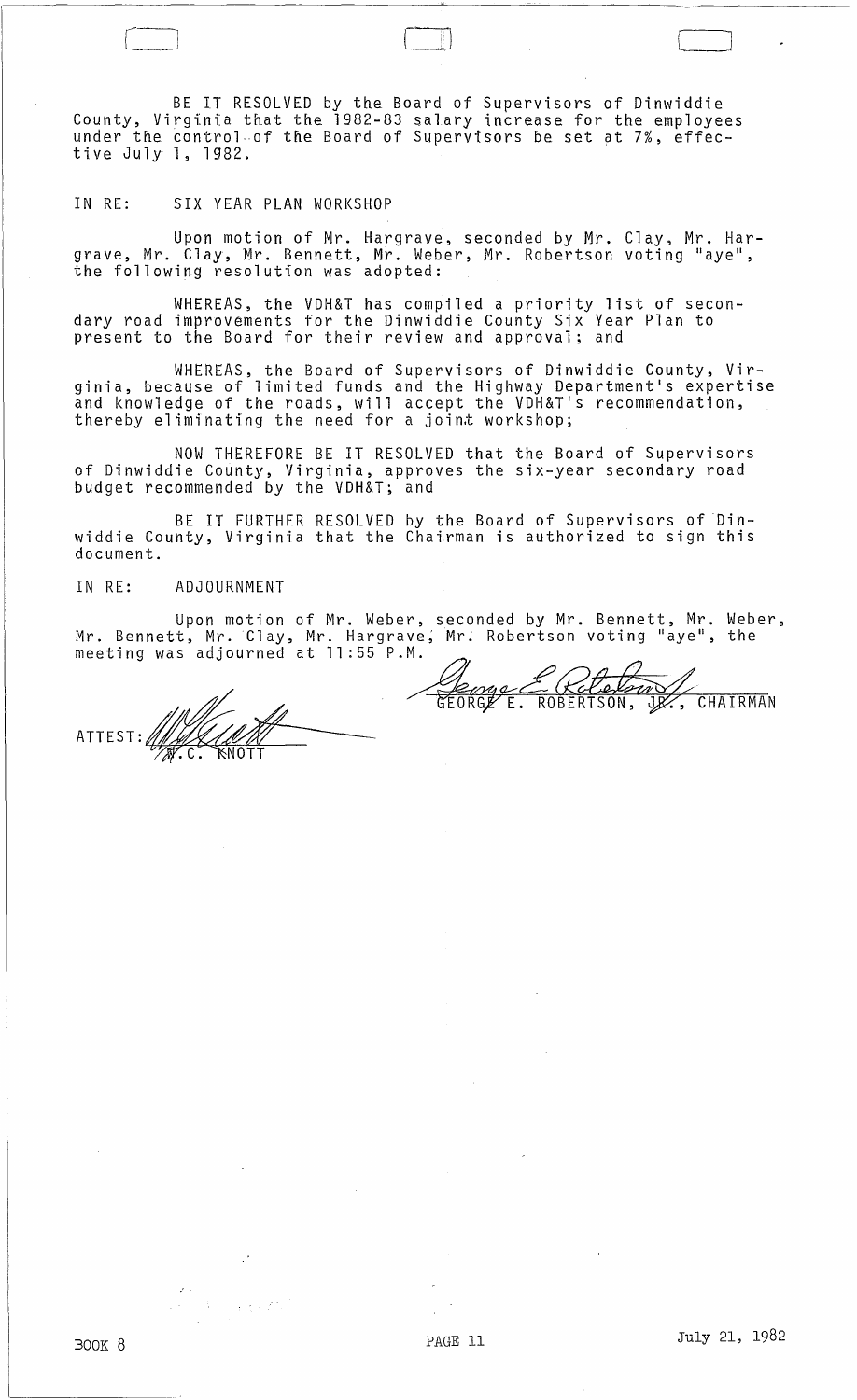BE IT RESOLVED by the Board of Supervisors of Dinwiddie County, Virginia that the 1982-83 salary increase for the employees under the control of the Board of Supervisors be set at 7%, effective July 1, 1982.

IN RE: SIX YEAR PLAN WORKSHOP

Upon motion of Mr. Hargrave, seconded by Mr. Clay, Mr. Hargrave, Mr. Clay, Mr. Bennett, Mr. Weber, Mr. Robertson voting "aye", the following resolution was adopted:

WHEREAS, the VDH&T has compiled a priority list of secondary road improvements for the Dinwiddie County Six Year Plan to present to the Board for their review and approval; and

WHEREAS, the Board of Supervisors of Dinwiddie County, Virginia, because of limited funds and the Highway Department's expertise and knowledge of the roads, will accept the VDH&T's recommendation, thereby eliminating the need for a joint workshop;

NOW THEREFORE BE IT RESOLVED that the Board of Supervisors of Dinwiddie County, Virginia, approves the six-year secondary road budget recommended by the VDH&T; and

BE IT FURTHER RESOLVED by the Board of Supervisors of Dinwiddie County, Virginia that the Chairman is authorized to sign this document.

IN RE: ADJOURNMENT

Upon motion of Mr. Weber, seconded by Mr. Bennett, Mr. Weber, Mr. Bennett, Mr. Clay, Mr. Hargrave, Mr. Robertson voting "aye", the meeting was adjourned at 11:55 P.M.

GEORGE E. ROBERTSON, JR., CHAIRMAN

ATTEST: W.C. KNOTT

BOOK 8 PAGE 11 July 21, 1982